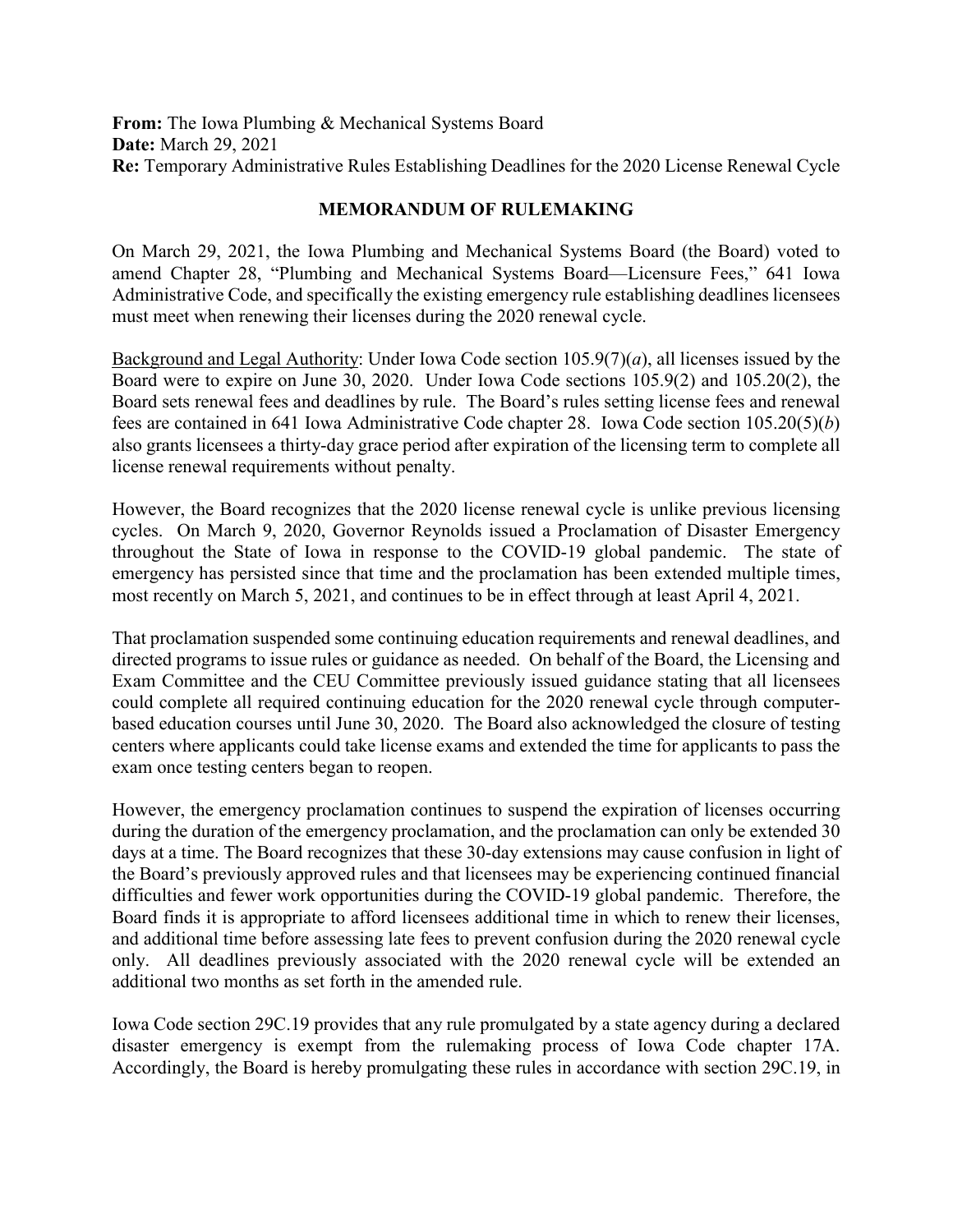**From:** The Iowa Plumbing & Mechanical Systems Board
**Date:** March 29, 2021
**Re:** Temporary Administrative Rules Establishing Deadlines for the 2020 License Renewal Cycle

**MEMORANDUM OF RULEMAKING**

On March 29, 2021, the Iowa Plumbing and Mechanical Systems Board (the Board) voted to amend Chapter 28, "Plumbing and Mechanical Systems Board—Licensure Fees," 641 Iowa Administrative Code, and specifically the existing emergency rule establishing deadlines licensees must meet when renewing their licenses during the 2020 renewal cycle.

Background and Legal Authority: Under Iowa Code section 105.9(7)(*a*), all licenses issued by the Board were to expire on June 30, 2020. Under Iowa Code sections 105.9(2) and 105.20(2), the Board sets renewal fees and deadlines by rule. The Board's rules setting license fees and renewal fees are contained in 641 Iowa Administrative Code chapter 28. Iowa Code section 105.20(5)(*b*) also grants licensees a thirty-day grace period after expiration of the licensing term to complete all license renewal requirements without penalty.

However, the Board recognizes that the 2020 license renewal cycle is unlike previous licensing cycles. On March 9, 2020, Governor Reynolds issued a Proclamation of Disaster Emergency throughout the State of Iowa in response to the COVID-19 global pandemic. The state of emergency has persisted since that time and the proclamation has been extended multiple times, most recently on March 5, 2021, and continues to be in effect through at least April 4, 2021.

That proclamation suspended some continuing education requirements and renewal deadlines, and directed programs to issue rules or guidance as needed. On behalf of the Board, the Licensing and Exam Committee and the CEU Committee previously issued guidance stating that all licensees could complete all required continuing education for the 2020 renewal cycle through computer-based education courses until June 30, 2020. The Board also acknowledged the closure of testing centers where applicants could take license exams and extended the time for applicants to pass the exam once testing centers began to reopen.

However, the emergency proclamation continues to suspend the expiration of licenses occurring during the duration of the emergency proclamation, and the proclamation can only be extended 30 days at a time. The Board recognizes that these 30-day extensions may cause confusion in light of the Board's previously approved rules and that licensees may be experiencing continued financial difficulties and fewer work opportunities during the COVID-19 global pandemic. Therefore, the Board finds it is appropriate to afford licensees additional time in which to renew their licenses, and additional time before assessing late fees to prevent confusion during the 2020 renewal cycle only. All deadlines previously associated with the 2020 renewal cycle will be extended an additional two months as set forth in the amended rule.

Iowa Code section 29C.19 provides that any rule promulgated by a state agency during a declared disaster emergency is exempt from the rulemaking process of Iowa Code chapter 17A. Accordingly, the Board is hereby promulgating these rules in accordance with section 29C.19, in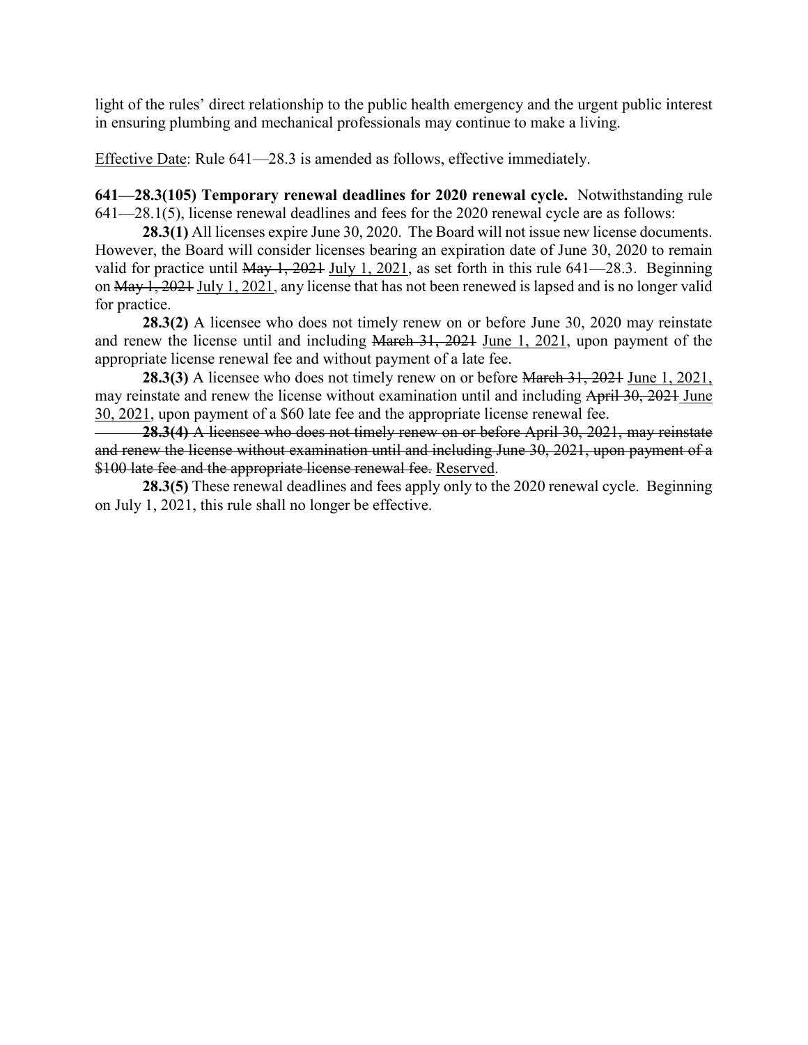light of the rules' direct relationship to the public health emergency and the urgent public interest in ensuring plumbing and mechanical professionals may continue to make a living.

<u>Effective Date</u>: Rule 641—28.3 is amended as follows, effective immediately.

**641—28.3(105) Temporary renewal deadlines for 2020 renewal cycle.** Notwithstanding rule 641—28.1(5), license renewal deadlines and fees for the 2020 renewal cycle are as follows:

**28.3(1)** All licenses expire June 30, 2020. The Board will not issue new license documents. However, the Board will consider licenses bearing an expiration date of June 30, 2020 to remain valid for practice until ~~May 1, 2021~~ <u>July 1, 2021</u>, as set forth in this rule 641—28.3. Beginning on ~~May 1, 2021~~ <u>July 1, 2021</u>, any license that has not been renewed is lapsed and is no longer valid for practice.

**28.3(2)** A licensee who does not timely renew on or before June 30, 2020 may reinstate and renew the license until and including ~~March 31, 2021~~ <u>June 1, 2021</u>, upon payment of the appropriate license renewal fee and without payment of a late fee.

**28.3(3)** A licensee who does not timely renew on or before ~~March 31, 2021~~ <u>June 1, 2021,</u> may reinstate and renew the license without examination until and including ~~April 30, 2021~~ <u>June 30, 2021</u>, upon payment of a $60 late fee and the appropriate license renewal fee.

~~**28.3(4)** A licensee who does not timely renew on or before April 30, 2021, may reinstate and renew the license without examination until and including June 30, 2021, upon payment of a $100 late fee and the appropriate license renewal fee.~~ <u>Reserved</u>.

**28.3(5)** These renewal deadlines and fees apply only to the 2020 renewal cycle. Beginning on July 1, 2021, this rule shall no longer be effective.